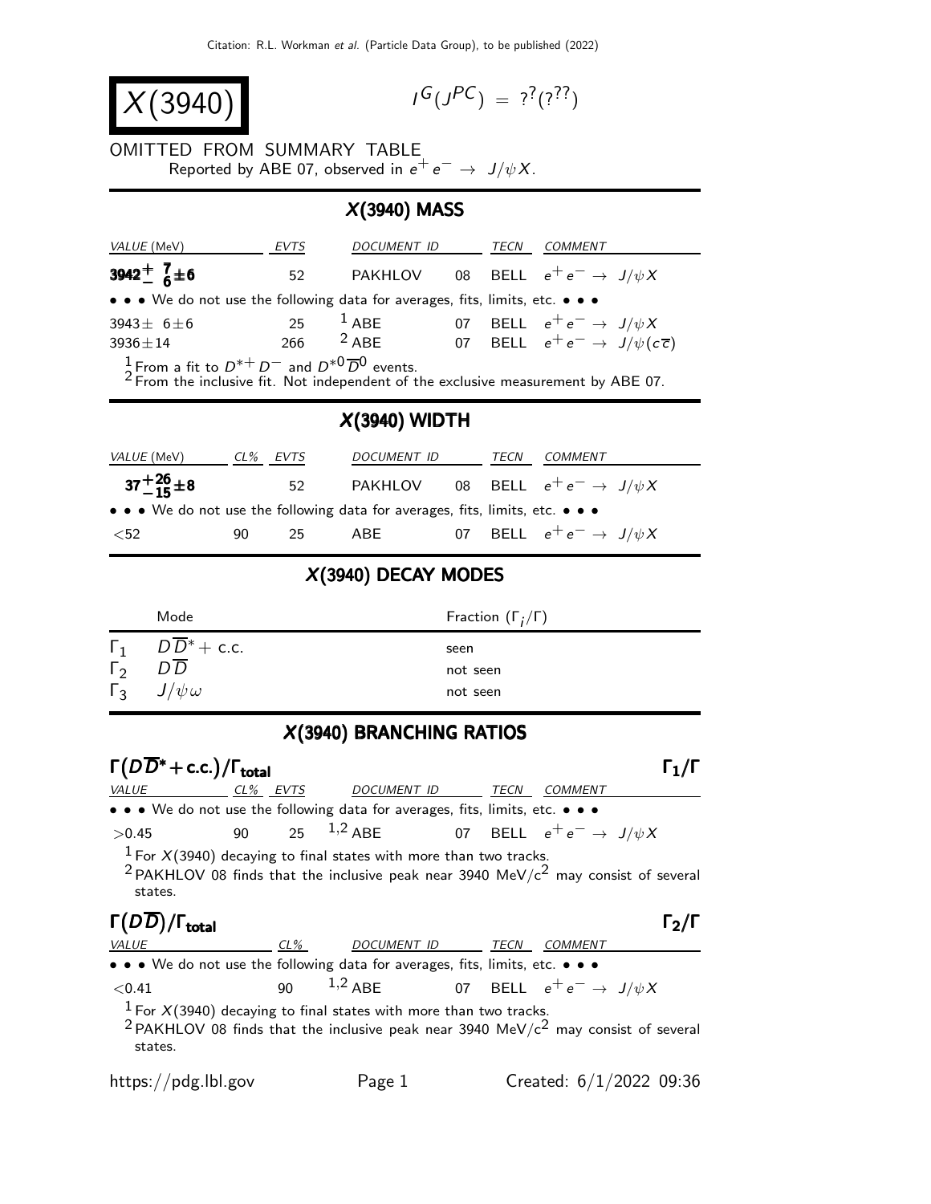# $X(3940)$

$I^G(J^{PC}) = ?^?(?^{??})$

OMITTED FROM SUMMARY TABLE

Reported by ABE 07, observed in $e^+e^- \to J/\psi X$.

## $X(3940)$ MASS

| VALUE (MeV) | EVTS | DOCUMENT ID | | TECN | COMMENT |
|---|---|---|---|---|---|
| $\mathbf{3942^{+\ 7}_{-\ 6}\pm 6}$ | 52 | PAKHLOV | 08 | BELL | $e^+e^- \to J/\psi X$ |
| • • • We do not use the following data for averages, fits, limits, etc. • • • | | | | | |
| $3943\pm\ 6\pm 6$ | 25 | [1] ABE | 07 | BELL | $e^+e^- \to J/\psi X$ |
| $3936\pm 14$ | 266 | [2] ABE | 07 | BELL | $e^+e^- \to J/\psi(c\overline{c})$ |

[1] From a fit to $D^{*+}D^-$ and $D^{*0}\overline{D}^0$ events.

[2] From the inclusive fit. Not independent of the exclusive measurement by ABE 07.

## $X(3940)$ WIDTH

| VALUE (MeV) | CL% | EVTS | DOCUMENT ID | | TECN | COMMENT |
|---|---|---|---|---|---|---|
| $\mathbf{37^{+26}_{-15}\pm 8}$ | | 52 | PAKHLOV | 08 | BELL | $e^+e^- \to J/\psi X$ |
| • • • We do not use the following data for averages, fits, limits, etc. • • • | | | | | | |
| $<52$ | 90 | 25 | ABE | 07 | BELL | $e^+e^- \to J/\psi X$ |

## $X(3940)$ DECAY MODES

| | Mode | Fraction ($\Gamma_i/\Gamma$) |
|---|---|---|
| $\Gamma_1$ | $D\overline{D}^* +$ c.c. | seen |
| $\Gamma_2$ | $D\overline{D}$ | not seen |
| $\Gamma_3$ | $J/\psi\omega$ | not seen |

## $X(3940)$ BRANCHING RATIOS

### $\Gamma(D\overline{D}^* + \text{c.c.})/\Gamma_{\text{total}}$ — $\Gamma_1/\Gamma$

| VALUE | CL% | EVTS | DOCUMENT ID | | TECN | COMMENT |
|---|---|---|---|---|---|---|
| • • • We do not use the following data for averages, fits, limits, etc. • • • | | | | | | |
| $>0.45$ | 90 | 25 | [1,2] ABE | 07 | BELL | $e^+e^- \to J/\psi X$ |

[1] For $X(3940)$ decaying to final states with more than two tracks.

[2] PAKHLOV 08 finds that the inclusive peak near 3940 MeV/$c^2$ may consist of several states.

### $\Gamma(D\overline{D})/\Gamma_{\text{total}}$ — $\Gamma_2/\Gamma$

| VALUE | CL% | DOCUMENT ID | | TECN | COMMENT |
|---|---|---|---|---|---|
| • • • We do not use the following data for averages, fits, limits, etc. • • • | | | | | |
| $<0.41$ | 90 | [1,2] ABE | 07 | BELL | $e^+e^- \to J/\psi X$ |

[1] For $X(3940)$ decaying to final states with more than two tracks.

[2] PAKHLOV 08 finds that the inclusive peak near 3940 MeV/$c^2$ may consist of several states.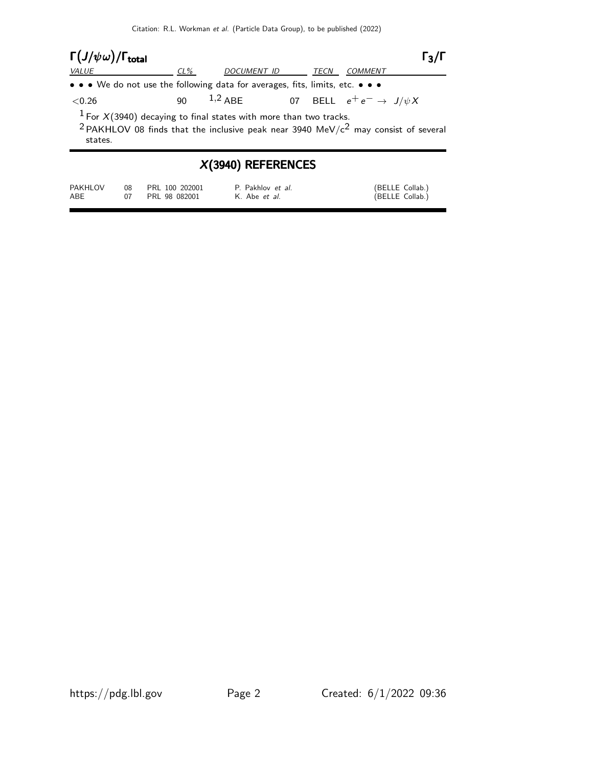## $\Gamma(J/\psi\omega)/\Gamma_{total}$ $\Gamma_3/\Gamma$

| VALUE | CL% | DOCUMENT ID | | TECN | COMMENT |
|---|---|---|---|---|---|
| • • • We do not use the following data for averages, fits, limits, etc. • • • | | | | | |
| $<0.26$ | 90 | [1,2] ABE | 07 | BELL | $e^+e^- \to J/\psi X$ |

[1] For $X(3940)$ decaying to final states with more than two tracks.

[2] PAKHLOV 08 finds that the inclusive peak near 3940 MeV/$c^2$ may consist of several states.

## X(3940) REFERENCES

| | | | | |
|---|---|---|---|---|
| PAKHLOV | 08 | PRL 100 202001 | P. Pakhlov *et al.* | (BELLE Collab.) |
| ABE | 07 | PRL 98 082001 | K. Abe *et al.* | (BELLE Collab.) |